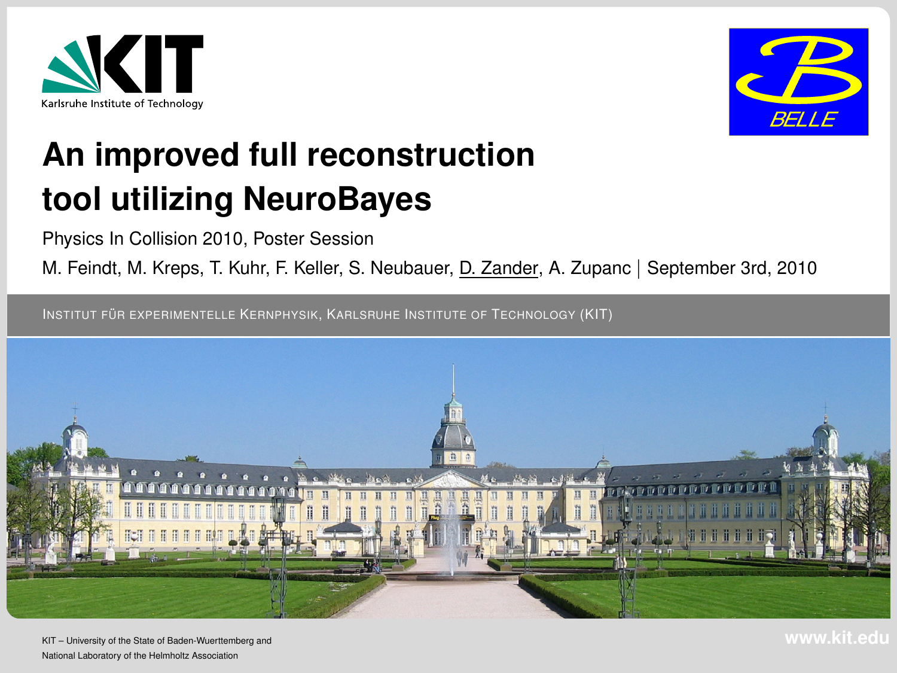Karlsruhe Institute of Technology

# An improved full reconstruction tool utilizing NeuroBayes

Physics In Collision 2010, Poster Session

M. Feindt, M. Kreps, T. Kuhr, F. Keller, S. Neubauer, D. Zander, A. Zupanc | September 3rd, 2010

INSTITUT FÜR EXPERIMENTELLE KERNPHYSIK, KARLSRUHE INSTITUTE OF TECHNOLOGY (KIT)

KIT – University of the State of Baden-Wuerttemberg and National Laboratory of the Helmholtz Association

www.kit.edu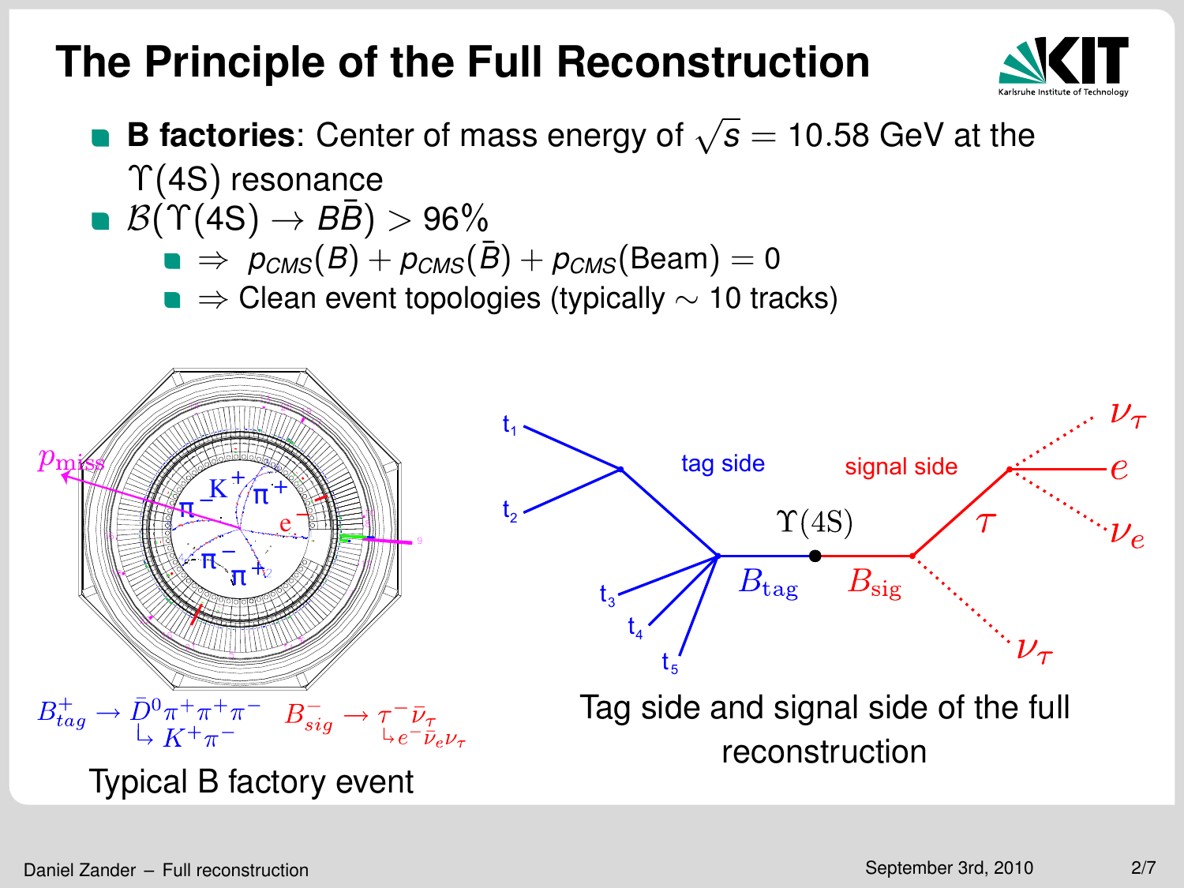# The Principle of the Full Reconstruction

- **B factories**: Center of mass energy of $\sqrt{s} = 10.58$ GeV at the $\Upsilon(4S)$ resonance
- $\mathcal{B}(\Upsilon(4S) \rightarrow B\bar{B}) > 96\%$
  - $\Rightarrow \; p_{CMS}(B) + p_{CMS}(\bar{B}) + p_{CMS}(\text{Beam}) = 0$
  - $\Rightarrow$ Clean event topologies (typically $\sim$ 10 tracks)

$B^+_{tag} \rightarrow \bar{D}^0\pi^+\pi^+\pi^-$, $\bar{D}^0 \hookrightarrow K^+\pi^-$ $\quad B^-_{sig} \rightarrow \tau^-\bar{\nu}_\tau$, $\tau^- \hookrightarrow e^-\bar{\nu}_e\nu_\tau$

Typical B factory event

Tag side and signal side of the full reconstruction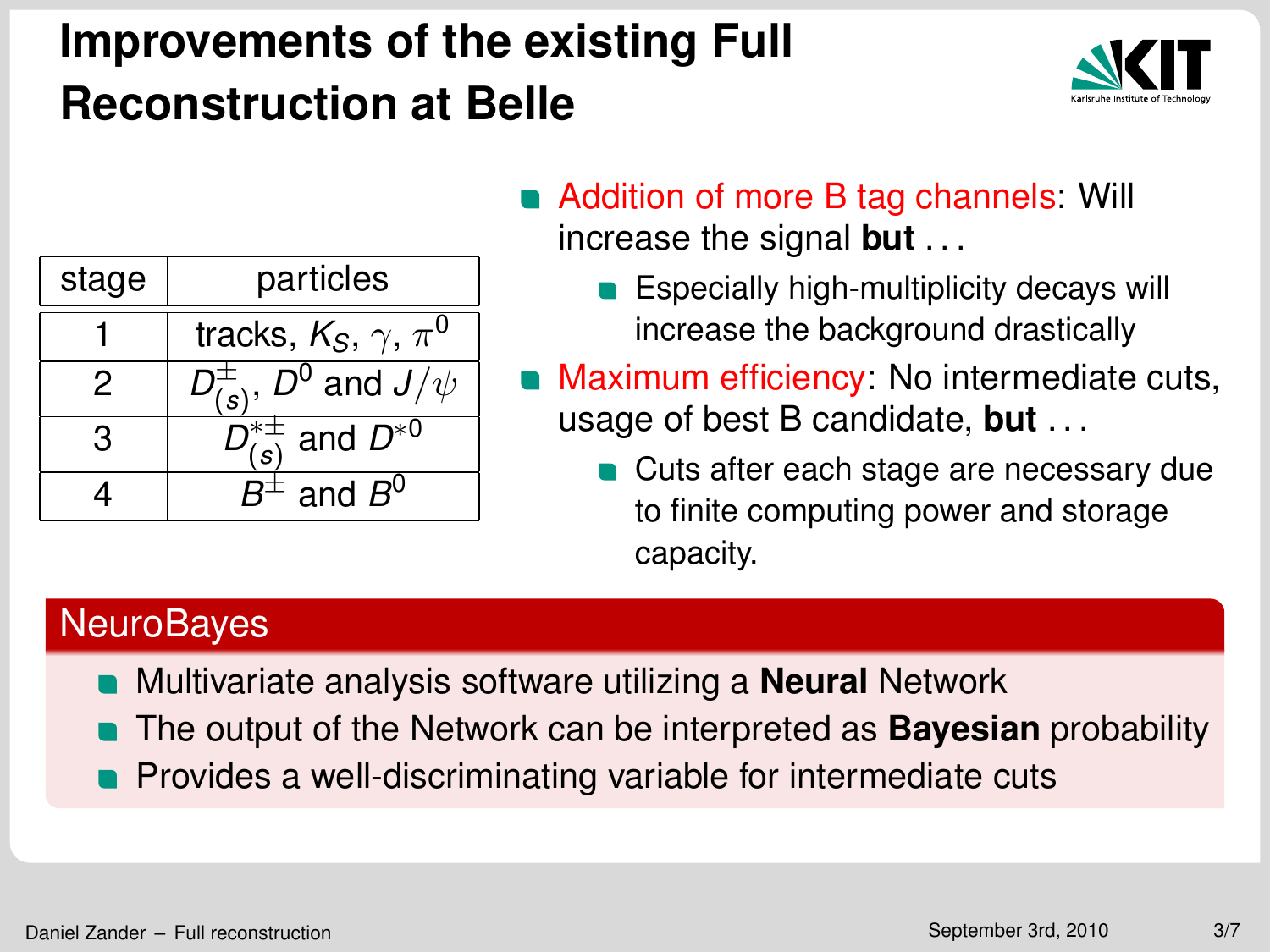# Improvements of the existing Full Reconstruction at Belle

| stage | particles |
|---|---|
| 1 | tracks, $K_S$, $\gamma$, $\pi^0$ |
| 2 | $D^{\pm}_{(s)}$, $D^0$ and $J/\psi$ |
| 3 | $D^{*\pm}_{(s)}$ and $D^{*0}$ |
| 4 | $B^{\pm}$ and $B^0$ |

- Addition of more B tag channels: Will increase the signal **but** ...
  - Especially high-multiplicity decays will increase the background drastically
- Maximum efficiency: No intermediate cuts, usage of best B candidate, **but** ...
  - Cuts after each stage are necessary due to finite computing power and storage capacity.

## NeuroBayes

- Multivariate analysis software utilizing a **Neural** Network
- The output of the Network can be interpreted as **Bayesian** probability
- Provides a well-discriminating variable for intermediate cuts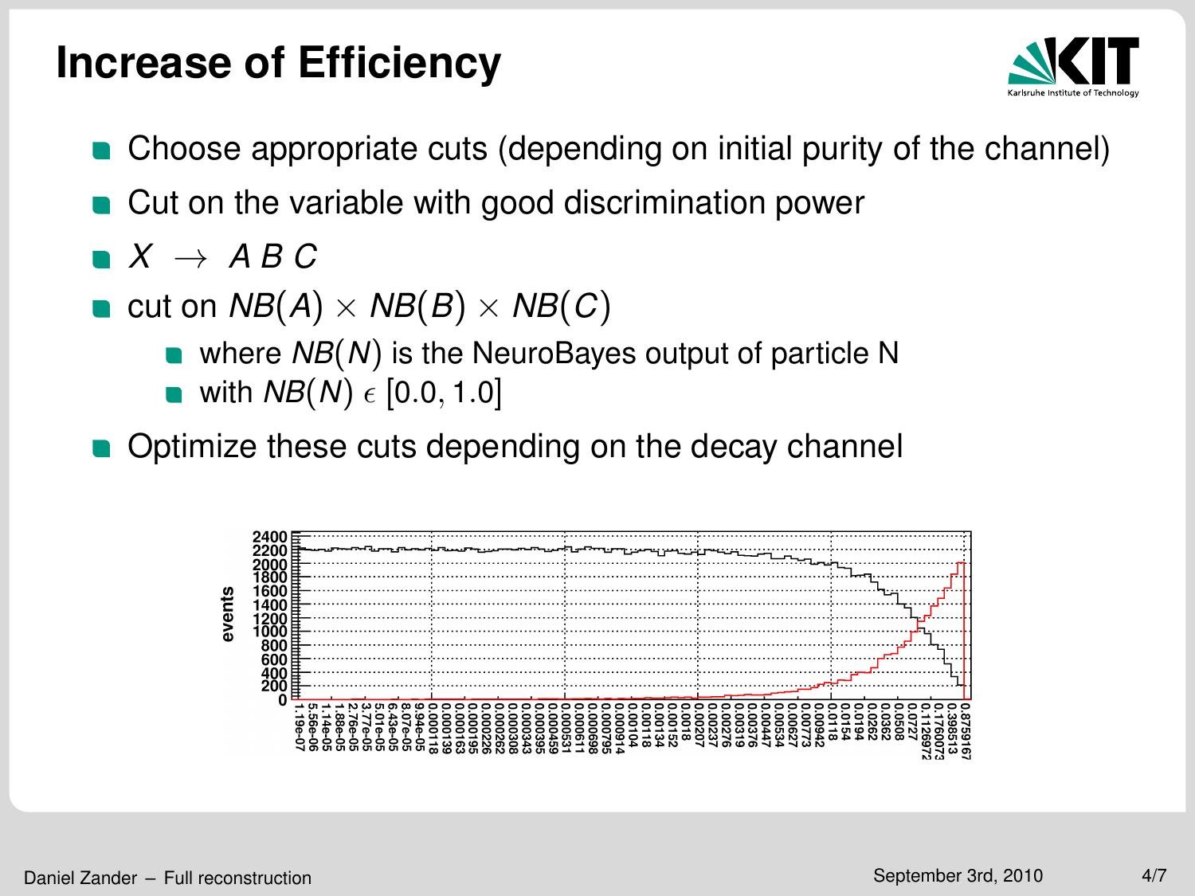# Increase of Efficiency

- Choose appropriate cuts (depending on initial purity of the channel)
- Cut on the variable with good discrimination power
- $X \rightarrow A\ B\ C$
- cut on $NB(A) \times NB(B) \times NB(C)$
  - where $NB(N)$ is the NeuroBayes output of particle N
  - with $NB(N)\ \epsilon\ [0.0, 1.0]$
- Optimize these cuts depending on the decay channel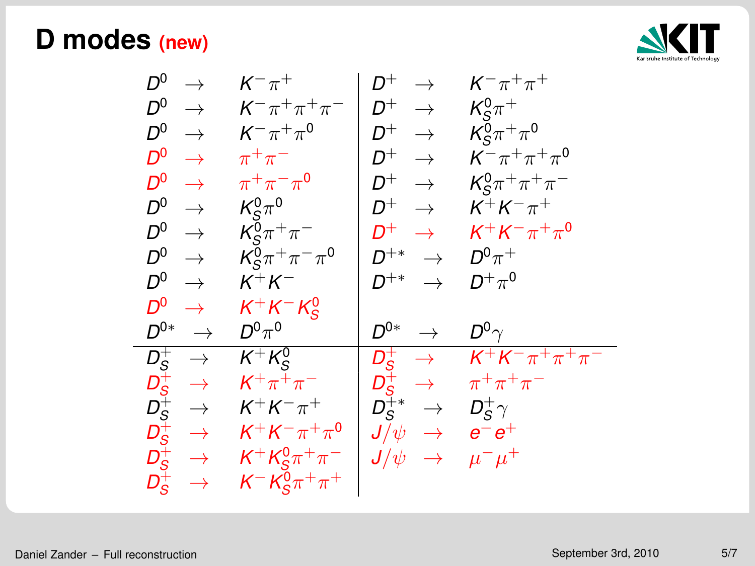# D modes (new)

| | |
|---|---|
| $D^0 \rightarrow K^-\pi^+$ | $D^+ \rightarrow K^-\pi^+\pi^+$ |
| $D^0 \rightarrow K^-\pi^+\pi^+\pi^-$ | $D^+ \rightarrow K^0_S\pi^+$ |
| $D^0 \rightarrow K^-\pi^+\pi^0$ | $D^+ \rightarrow K^0_S\pi^+\pi^0$ |
| $D^0 \rightarrow \pi^+\pi^-$ (new) | $D^+ \rightarrow K^-\pi^+\pi^+\pi^0$ |
| $D^0 \rightarrow \pi^+\pi^-\pi^0$ (new) | $D^+ \rightarrow K^0_S\pi^+\pi^+\pi^-$ |
| $D^0 \rightarrow K^0_S\pi^0$ | $D^+ \rightarrow K^+K^-\pi^+$ |
| $D^0 \rightarrow K^0_S\pi^+\pi^-$ | $D^+ \rightarrow K^+K^-\pi^+\pi^0$ (new) |
| $D^0 \rightarrow K^0_S\pi^+\pi^-\pi^0$ | $D^{+*} \rightarrow D^0\pi^+$ |
| $D^0 \rightarrow K^+K^-$ | $D^{+*} \rightarrow D^+\pi^0$ |
| $D^0 \rightarrow K^+K^-K^0_S$ (new) | |
| $D^{0*} \rightarrow D^0\pi^0$ | $D^{0*} \rightarrow D^0\gamma$ |
| $D_S^+ \rightarrow K^+K^0_S$ | $D_S^+ \rightarrow K^+K^-\pi^+\pi^+\pi^-$ (new) |
| $D_S^+ \rightarrow K^+\pi^+\pi^-$ (new) | $D_S^+ \rightarrow \pi^+\pi^+\pi^-$ (new) |
| $D_S^+ \rightarrow K^+K^-\pi^+$ | $D_S^{+*} \rightarrow D_S^+\gamma$ |
| $D_S^+ \rightarrow K^+K^-\pi^+\pi^0$ (new) | $J/\psi \rightarrow e^-e^+$ (new) |
| $D_S^+ \rightarrow K^+K^0_S\pi^+\pi^-$ (new) | $J/\psi \rightarrow \mu^-\mu^+$ (new) |
| $D_S^+ \rightarrow K^-K^0_S\pi^+\pi^+$ (new) | |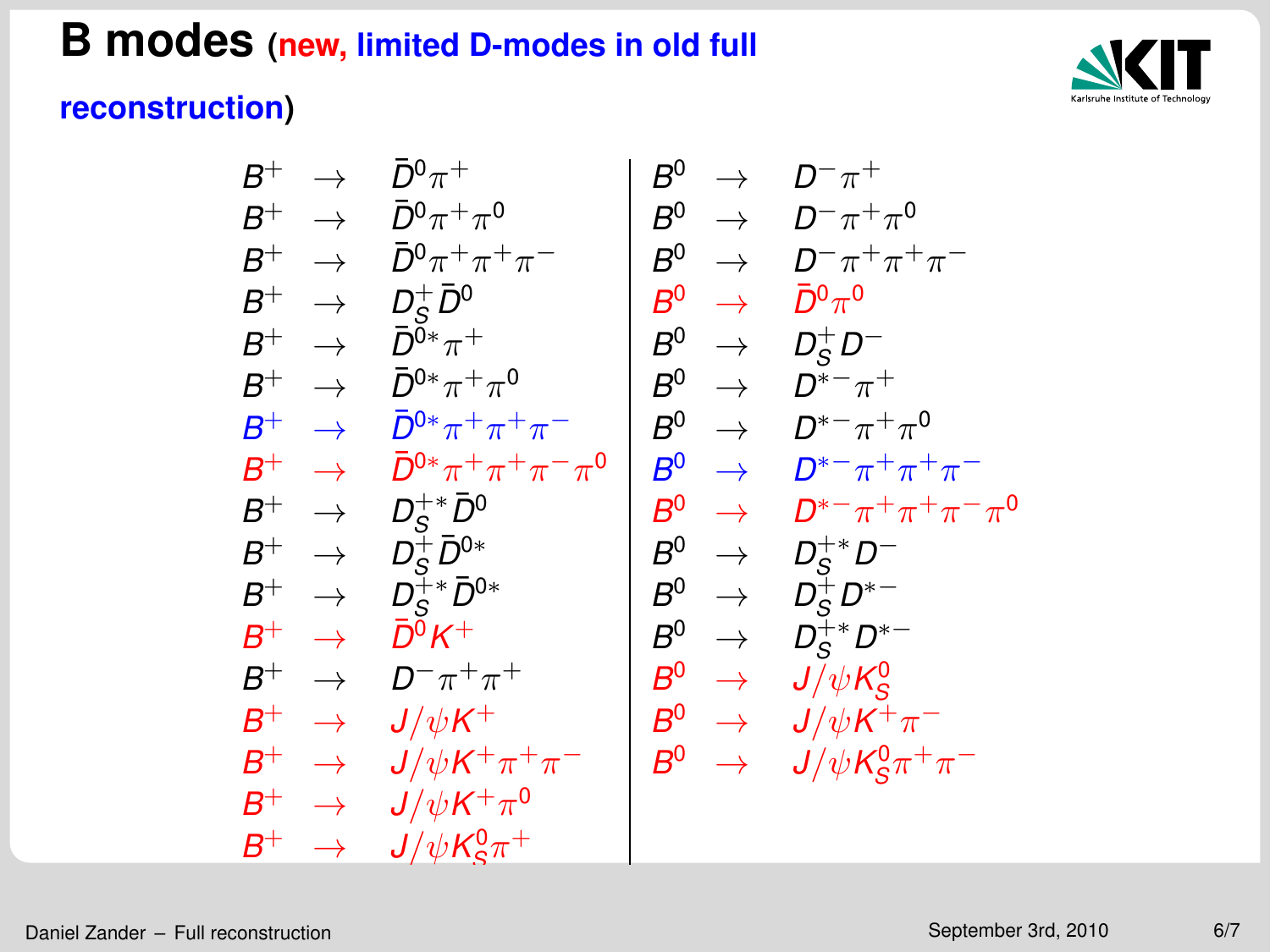# B modes (new, limited D-modes in old full reconstruction)

| $B^+$ modes | $B^0$ modes |
|---|---|
| $B^+ \rightarrow \bar{D}^0 \pi^+$ | $B^0 \rightarrow D^- \pi^+$ |
| $B^+ \rightarrow \bar{D}^0 \pi^+ \pi^0$ | $B^0 \rightarrow D^- \pi^+ \pi^0$ |
| $B^+ \rightarrow \bar{D}^0 \pi^+ \pi^+ \pi^-$ | $B^0 \rightarrow D^- \pi^+ \pi^+ \pi^-$ |
| $B^+ \rightarrow D_S^+ \bar{D}^0$ | $B^0 \rightarrow \bar{D}^0 \pi^0$ |
| $B^+ \rightarrow \bar{D}^{0*} \pi^+$ | $B^0 \rightarrow D_S^+ D^-$ |
| $B^+ \rightarrow \bar{D}^{0*} \pi^+ \pi^0$ | $B^0 \rightarrow D^{*-} \pi^+$ |
| $B^+ \rightarrow \bar{D}^{0*} \pi^+ \pi^+ \pi^-$ | $B^0 \rightarrow D^{*-} \pi^+ \pi^0$ |
| $B^+ \rightarrow \bar{D}^{0*} \pi^+ \pi^+ \pi^- \pi^0$ | $B^0 \rightarrow D^{*-} \pi^+ \pi^+ \pi^-$ |
| $B^+ \rightarrow D_S^{+*} \bar{D}^0$ | $B^0 \rightarrow D^{*-} \pi^+ \pi^+ \pi^- \pi^0$ |
| $B^+ \rightarrow D_S^+ \bar{D}^{0*}$ | $B^0 \rightarrow D_S^{+*} D^-$ |
| $B^+ \rightarrow D_S^{+*} \bar{D}^{0*}$ | $B^0 \rightarrow D_S^+ D^{*-}$ |
| $B^+ \rightarrow \bar{D}^0 K^+$ | $B^0 \rightarrow D_S^{+*} D^{*-}$ |
| $B^+ \rightarrow D^- \pi^+ \pi^+$ | $B^0 \rightarrow J/\psi K_S^0$ |
| $B^+ \rightarrow J/\psi K^+$ | $B^0 \rightarrow J/\psi K^+ \pi^-$ |
| $B^+ \rightarrow J/\psi K^+ \pi^+ \pi^-$ | $B^0 \rightarrow J/\psi K_S^0 \pi^+ \pi^-$ |
| $B^+ \rightarrow J/\psi K^+ \pi^0$ | |
| $B^+ \rightarrow J/\psi K_S^0 \pi^+$ | |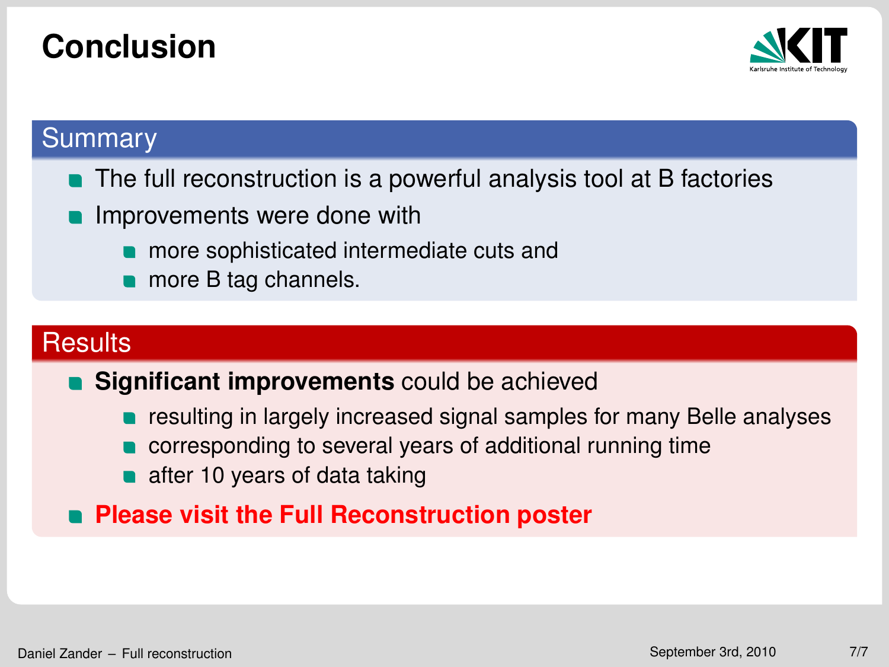# Conclusion

## Summary

- The full reconstruction is a powerful analysis tool at B factories
- Improvements were done with
  - more sophisticated intermediate cuts and
  - more B tag channels.

## Results

- **Significant improvements** could be achieved
  - resulting in largely increased signal samples for many Belle analyses
  - corresponding to several years of additional running time
  - after 10 years of data taking
- **Please visit the Full Reconstruction poster**